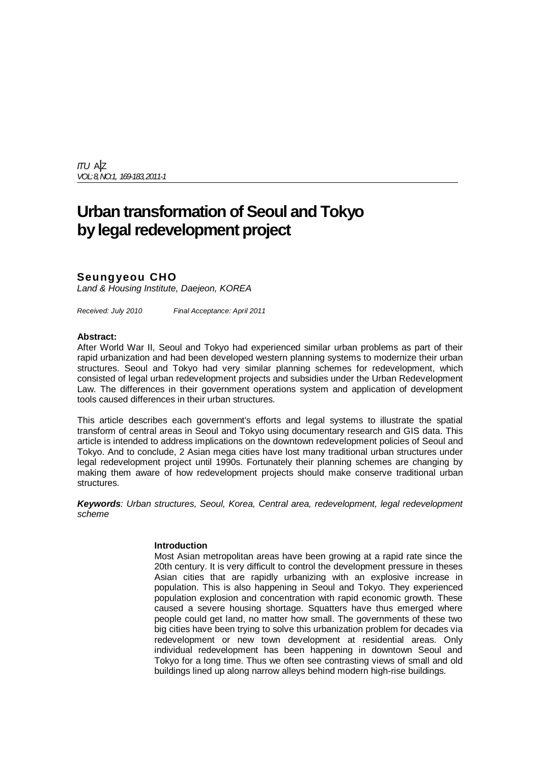# Urban transformation of Seoul and Tokyo by legal redevelopment project

**Seungyeou CHO**
*Land & Housing Institute, Daejeon, KOREA*

*Received: July 2010 Final Acceptance: April 2011*

**Abstract:**
After World War II, Seoul and Tokyo had experienced similar urban problems as part of their rapid urbanization and had been developed western planning systems to modernize their urban structures. Seoul and Tokyo had very similar planning schemes for redevelopment, which consisted of legal urban redevelopment projects and subsidies under the Urban Redevelopment Law. The differences in their government operations system and application of development tools caused differences in their urban structures.

This article describes each government's efforts and legal systems to illustrate the spatial transform of central areas in Seoul and Tokyo using documentary research and GIS data. This article is intended to address implications on the downtown redevelopment policies of Seoul and Tokyo. And to conclude, 2 Asian mega cities have lost many traditional urban structures under legal redevelopment project until 1990s. Fortunately their planning schemes are changing by making them aware of how redevelopment projects should make conserve traditional urban structures.

***Keywords**: Urban structures, Seoul, Korea, Central area, redevelopment, legal redevelopment scheme*

## Introduction

Most Asian metropolitan areas have been growing at a rapid rate since the 20th century. It is very difficult to control the development pressure in theses Asian cities that are rapidly urbanizing with an explosive increase in population. This is also happening in Seoul and Tokyo. They experienced population explosion and concentration with rapid economic growth. These caused a severe housing shortage. Squatters have thus emerged where people could get land, no matter how small. The governments of these two big cities have been trying to solve this urbanization problem for decades via redevelopment or new town development at residential areas. Only individual redevelopment has been happening in downtown Seoul and Tokyo for a long time. Thus we often see contrasting views of small and old buildings lined up along narrow alleys behind modern high-rise buildings.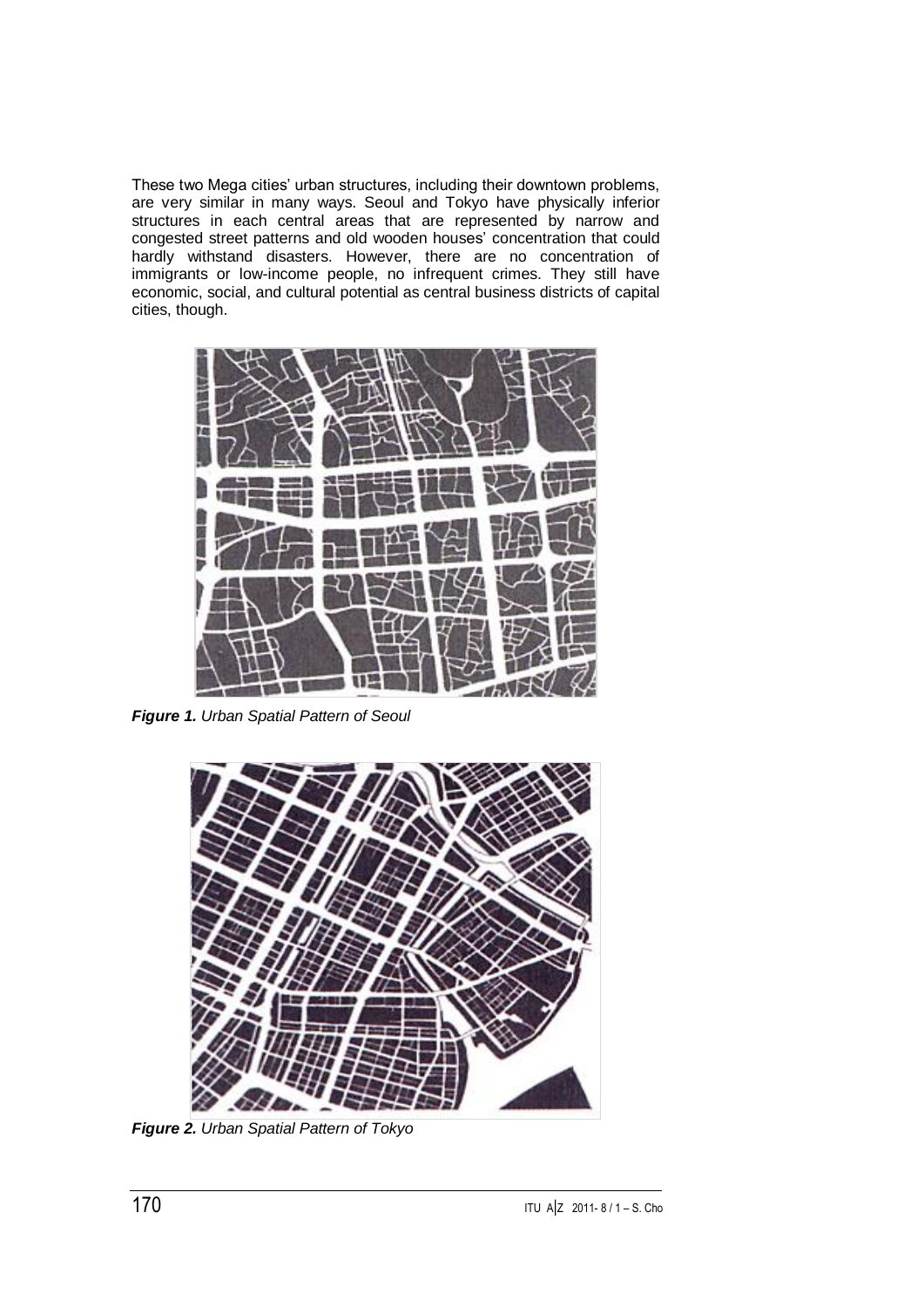These two Mega cities' urban structures, including their downtown problems, are very similar in many ways. Seoul and Tokyo have physically inferior structures in each central areas that are represented by narrow and congested street patterns and old wooden houses' concentration that could hardly withstand disasters. However, there are no concentration of immigrants or low-income people, no infrequent crimes. They still have economic, social, and cultural potential as central business districts of capital cities, though.

***Figure 1.*** *Urban Spatial Pattern of Seoul*

***Figure 2.*** *Urban Spatial Pattern of Tokyo*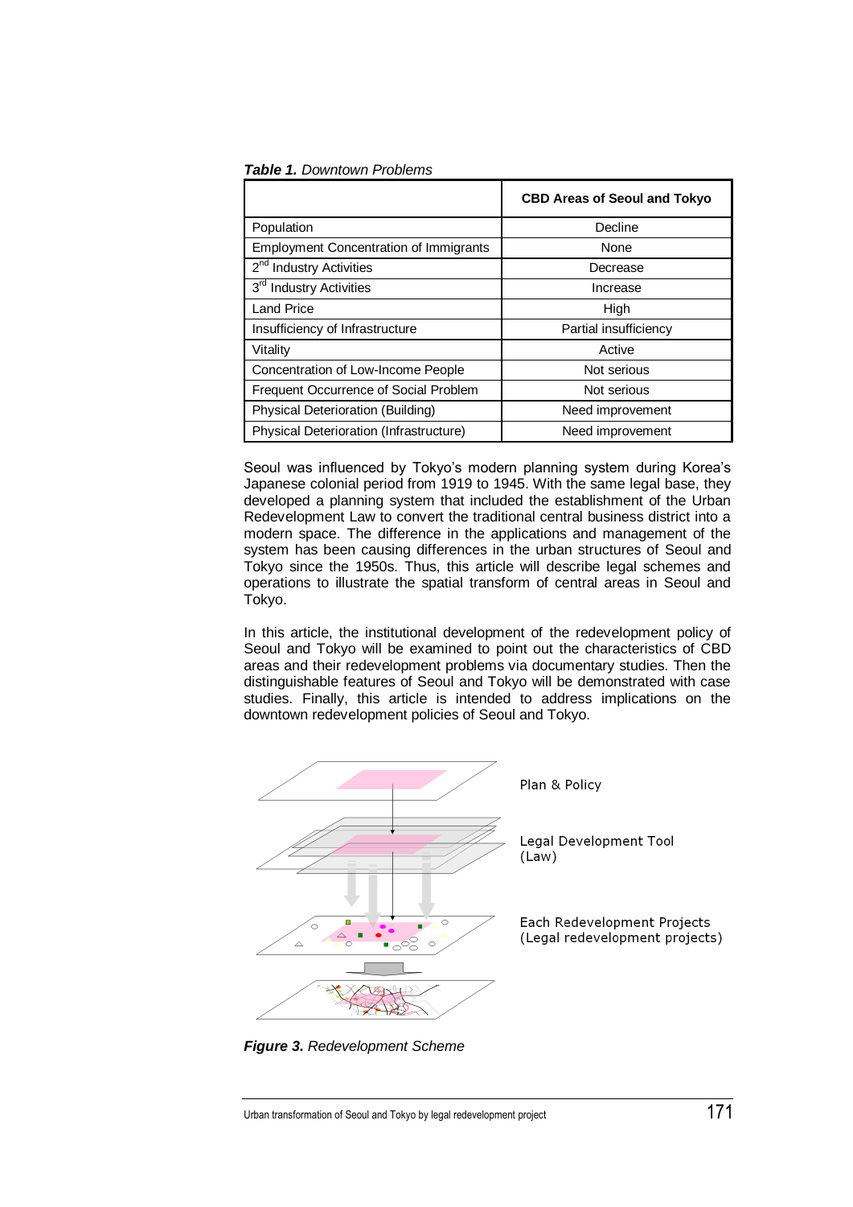***Table 1.*** *Downtown Problems*

| | **CBD Areas of Seoul and Tokyo** |
|---|---|
| Population | Decline |
| Employment Concentration of Immigrants | None |
| 2nd Industry Activities | Decrease |
| 3rd Industry Activities | Increase |
| Land Price | High |
| Insufficiency of Infrastructure | Partial insufficiency |
| Vitality | Active |
| Concentration of Low-Income People | Not serious |
| Frequent Occurrence of Social Problem | Not serious |
| Physical Deterioration (Building) | Need improvement |
| Physical Deterioration (Infrastructure) | Need improvement |

Seoul was influenced by Tokyo's modern planning system during Korea's Japanese colonial period from 1919 to 1945. With the same legal base, they developed a planning system that included the establishment of the Urban Redevelopment Law to convert the traditional central business district into a modern space. The difference in the applications and management of the system has been causing differences in the urban structures of Seoul and Tokyo since the 1950s. Thus, this article will describe legal schemes and operations to illustrate the spatial transform of central areas in Seoul and Tokyo.

In this article, the institutional development of the redevelopment policy of Seoul and Tokyo will be examined to point out the characteristics of CBD areas and their redevelopment problems via documentary studies. Then the distinguishable features of Seoul and Tokyo will be demonstrated with case studies. Finally, this article is intended to address implications on the downtown redevelopment policies of Seoul and Tokyo.

Plan & Policy

Legal Development Tool (Law)

Each Redevelopment Projects (Legal redevelopment projects)

***Figure 3.*** *Redevelopment Scheme*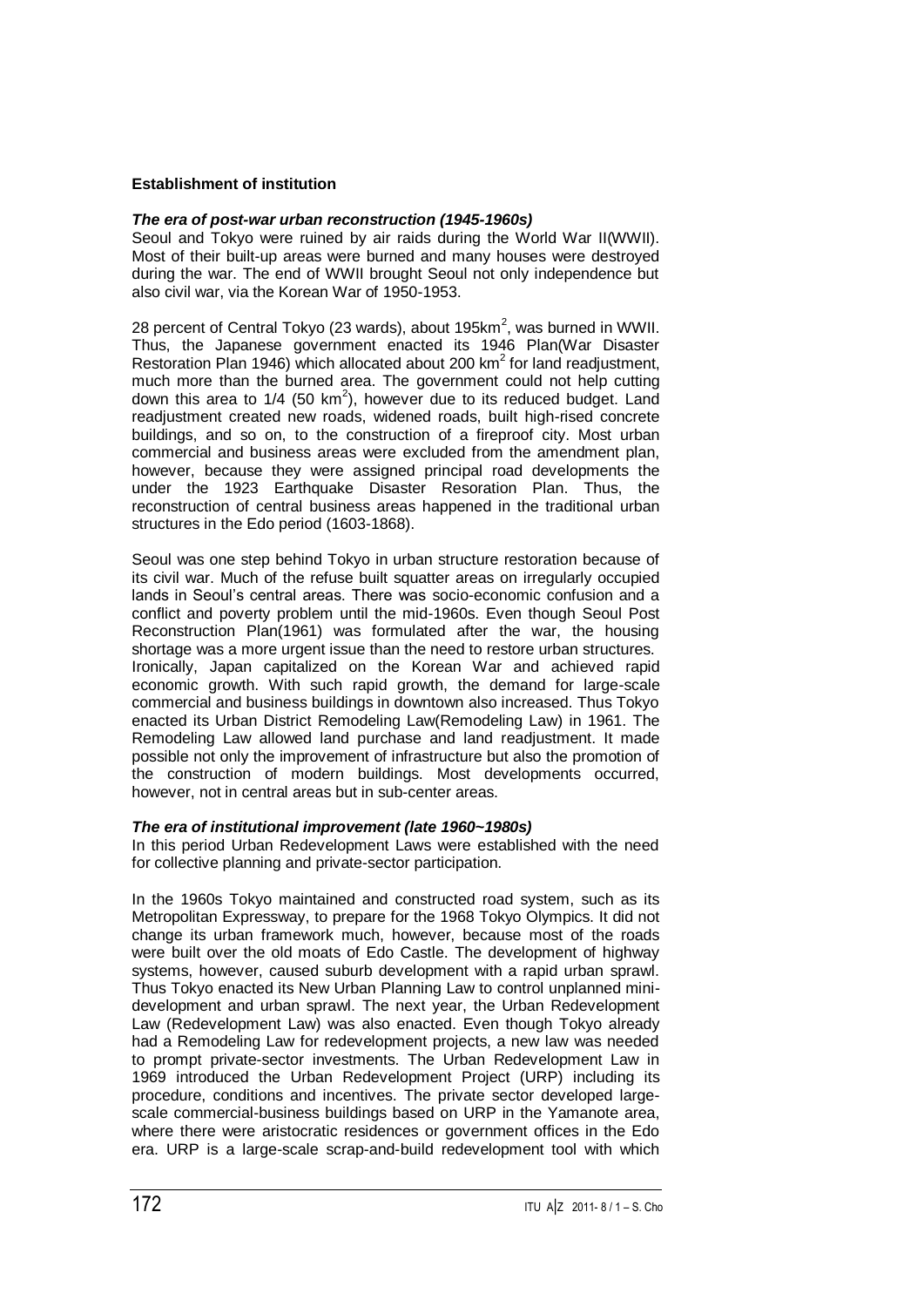**Establishment of institution**

***The era of post-war urban reconstruction (1945-1960s)***

Seoul and Tokyo were ruined by air raids during the World War II(WWII). Most of their built-up areas were burned and many houses were destroyed during the war. The end of WWII brought Seoul not only independence but also civil war, via the Korean War of 1950-1953.

28 percent of Central Tokyo (23 wards), about 195km$^2$, was burned in WWII. Thus, the Japanese government enacted its 1946 Plan(War Disaster Restoration Plan 1946) which allocated about 200 km$^2$ for land readjustment, much more than the burned area. The government could not help cutting down this area to 1/4 (50 km$^2$), however due to its reduced budget. Land readjustment created new roads, widened roads, built high-rised concrete buildings, and so on, to the construction of a fireproof city. Most urban commercial and business areas were excluded from the amendment plan, however, because they were assigned principal road developments the under the 1923 Earthquake Disaster Resoration Plan. Thus, the reconstruction of central business areas happened in the traditional urban structures in the Edo period (1603-1868).

Seoul was one step behind Tokyo in urban structure restoration because of its civil war. Much of the refuse built squatter areas on irregularly occupied lands in Seoul's central areas. There was socio-economic confusion and a conflict and poverty problem until the mid-1960s. Even though Seoul Post Reconstruction Plan(1961) was formulated after the war, the housing shortage was a more urgent issue than the need to restore urban structures. Ironically, Japan capitalized on the Korean War and achieved rapid economic growth. With such rapid growth, the demand for large-scale commercial and business buildings in downtown also increased. Thus Tokyo enacted its Urban District Remodeling Law(Remodeling Law) in 1961. The Remodeling Law allowed land purchase and land readjustment. It made possible not only the improvement of infrastructure but also the promotion of the construction of modern buildings. Most developments occurred, however, not in central areas but in sub-center areas.

***The era of institutional improvement (late 1960~1980s)***

In this period Urban Redevelopment Laws were established with the need for collective planning and private-sector participation.

In the 1960s Tokyo maintained and constructed road system, such as its Metropolitan Expressway, to prepare for the 1968 Tokyo Olympics. It did not change its urban framework much, however, because most of the roads were built over the old moats of Edo Castle. The development of highway systems, however, caused suburb development with a rapid urban sprawl. Thus Tokyo enacted its New Urban Planning Law to control unplanned mini-development and urban sprawl. The next year, the Urban Redevelopment Law (Redevelopment Law) was also enacted. Even though Tokyo already had a Remodeling Law for redevelopment projects, a new law was needed to prompt private-sector investments. The Urban Redevelopment Law in 1969 introduced the Urban Redevelopment Project (URP) including its procedure, conditions and incentives. The private sector developed large-scale commercial-business buildings based on URP in the Yamanote area, where there were aristocratic residences or government offices in the Edo era. URP is a large-scale scrap-and-build redevelopment tool with which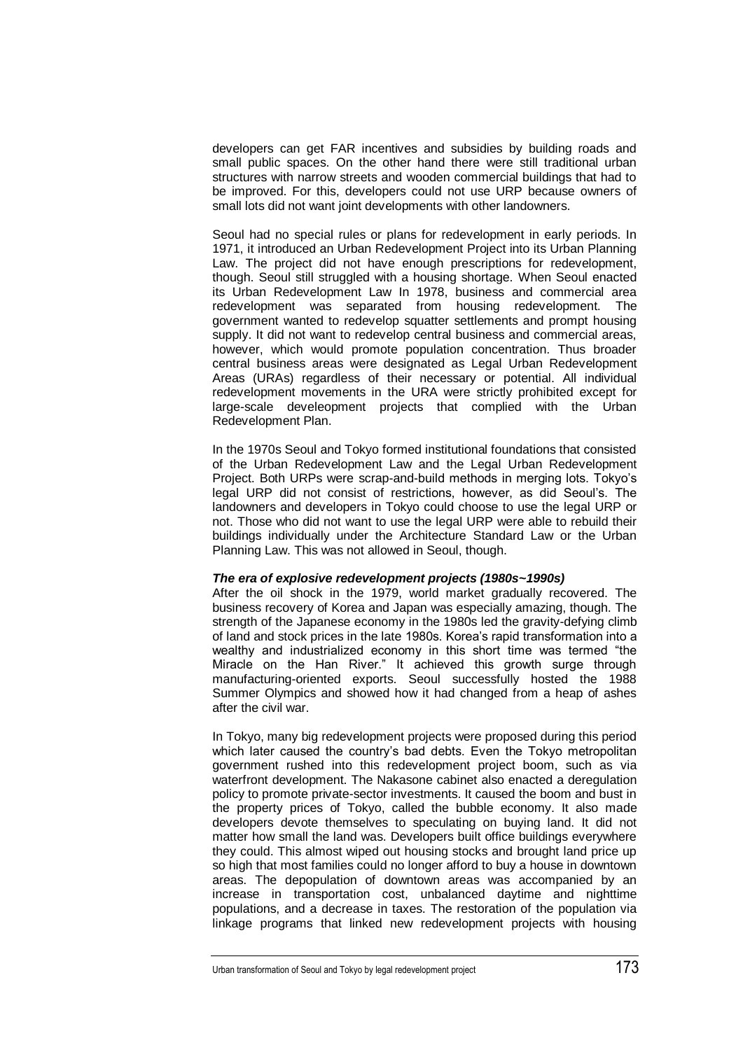developers can get FAR incentives and subsidies by building roads and small public spaces. On the other hand there were still traditional urban structures with narrow streets and wooden commercial buildings that had to be improved. For this, developers could not use URP because owners of small lots did not want joint developments with other landowners.

Seoul had no special rules or plans for redevelopment in early periods. In 1971, it introduced an Urban Redevelopment Project into its Urban Planning Law. The project did not have enough prescriptions for redevelopment, though. Seoul still struggled with a housing shortage. When Seoul enacted its Urban Redevelopment Law In 1978, business and commercial area redevelopment was separated from housing redevelopment. The government wanted to redevelop squatter settlements and prompt housing supply. It did not want to redevelop central business and commercial areas, however, which would promote population concentration. Thus broader central business areas were designated as Legal Urban Redevelopment Areas (URAs) regardless of their necessary or potential. All individual redevelopment movements in the URA were strictly prohibited except for large-scale develeopment projects that complied with the Urban Redevelopment Plan.

In the 1970s Seoul and Tokyo formed institutional foundations that consisted of the Urban Redevelopment Law and the Legal Urban Redevelopment Project. Both URPs were scrap-and-build methods in merging lots. Tokyo's legal URP did not consist of restrictions, however, as did Seoul's. The landowners and developers in Tokyo could choose to use the legal URP or not. Those who did not want to use the legal URP were able to rebuild their buildings individually under the Architecture Standard Law or the Urban Planning Law. This was not allowed in Seoul, though.

***The era of explosive redevelopment projects (1980s~1990s)***

After the oil shock in the 1979, world market gradually recovered. The business recovery of Korea and Japan was especially amazing, though. The strength of the Japanese economy in the 1980s led the gravity-defying climb of land and stock prices in the late 1980s. Korea's rapid transformation into a wealthy and industrialized economy in this short time was termed "the Miracle on the Han River." It achieved this growth surge through manufacturing-oriented exports. Seoul successfully hosted the 1988 Summer Olympics and showed how it had changed from a heap of ashes after the civil war.

In Tokyo, many big redevelopment projects were proposed during this period which later caused the country's bad debts. Even the Tokyo metropolitan government rushed into this redevelopment project boom, such as via waterfront development. The Nakasone cabinet also enacted a deregulation policy to promote private-sector investments. It caused the boom and bust in the property prices of Tokyo, called the bubble economy. It also made developers devote themselves to speculating on buying land. It did not matter how small the land was. Developers built office buildings everywhere they could. This almost wiped out housing stocks and brought land price up so high that most families could no longer afford to buy a house in downtown areas. The depopulation of downtown areas was accompanied by an increase in transportation cost, unbalanced daytime and nighttime populations, and a decrease in taxes. The restoration of the population via linkage programs that linked new redevelopment projects with housing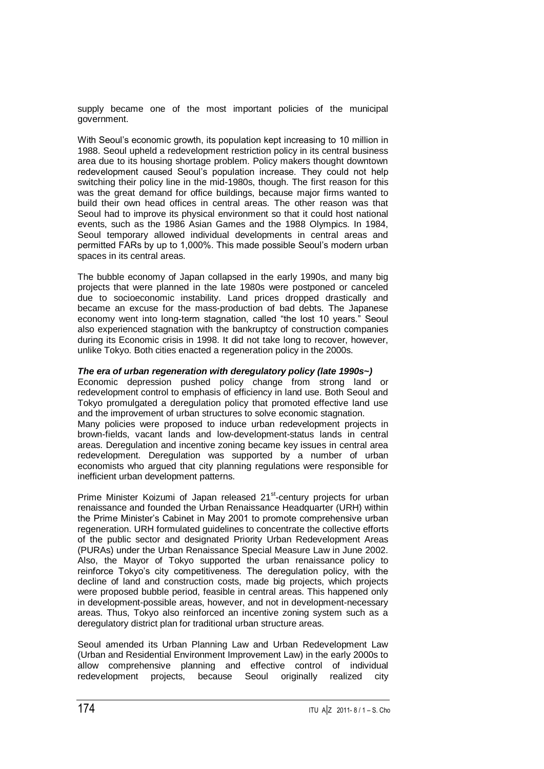supply became one of the most important policies of the municipal government.

With Seoul's economic growth, its population kept increasing to 10 million in 1988. Seoul upheld a redevelopment restriction policy in its central business area due to its housing shortage problem. Policy makers thought downtown redevelopment caused Seoul's population increase. They could not help switching their policy line in the mid-1980s, though. The first reason for this was the great demand for office buildings, because major firms wanted to build their own head offices in central areas. The other reason was that Seoul had to improve its physical environment so that it could host national events, such as the 1986 Asian Games and the 1988 Olympics. In 1984, Seoul temporary allowed individual developments in central areas and permitted FARs by up to 1,000%. This made possible Seoul's modern urban spaces in its central areas.

The bubble economy of Japan collapsed in the early 1990s, and many big projects that were planned in the late 1980s were postponed or canceled due to socioeconomic instability. Land prices dropped drastically and became an excuse for the mass-production of bad debts. The Japanese economy went into long-term stagnation, called "the lost 10 years." Seoul also experienced stagnation with the bankruptcy of construction companies during its Economic crisis in 1998. It did not take long to recover, however, unlike Tokyo. Both cities enacted a regeneration policy in the 2000s.

***The era of urban regeneration with deregulatory policy (late 1990s~)***

Economic depression pushed policy change from strong land or redevelopment control to emphasis of efficiency in land use. Both Seoul and Tokyo promulgated a deregulation policy that promoted effective land use and the improvement of urban structures to solve economic stagnation.

Many policies were proposed to induce urban redevelopment projects in brown-fields, vacant lands and low-development-status lands in central areas. Deregulation and incentive zoning became key issues in central area redevelopment. Deregulation was supported by a number of urban economists who argued that city planning regulations were responsible for inefficient urban development patterns.

Prime Minister Koizumi of Japan released 21st-century projects for urban renaissance and founded the Urban Renaissance Headquarter (URH) within the Prime Minister's Cabinet in May 2001 to promote comprehensive urban regeneration. URH formulated guidelines to concentrate the collective efforts of the public sector and designated Priority Urban Redevelopment Areas (PURAs) under the Urban Renaissance Special Measure Law in June 2002. Also, the Mayor of Tokyo supported the urban renaissance policy to reinforce Tokyo's city competitiveness. The deregulation policy, with the decline of land and construction costs, made big projects, which projects were proposed bubble period, feasible in central areas. This happened only in development-possible areas, however, and not in development-necessary areas. Thus, Tokyo also reinforced an incentive zoning system such as a deregulatory district plan for traditional urban structure areas.

Seoul amended its Urban Planning Law and Urban Redevelopment Law (Urban and Residential Environment Improvement Law) in the early 2000s to allow comprehensive planning and effective control of individual redevelopment projects, because Seoul originally realized city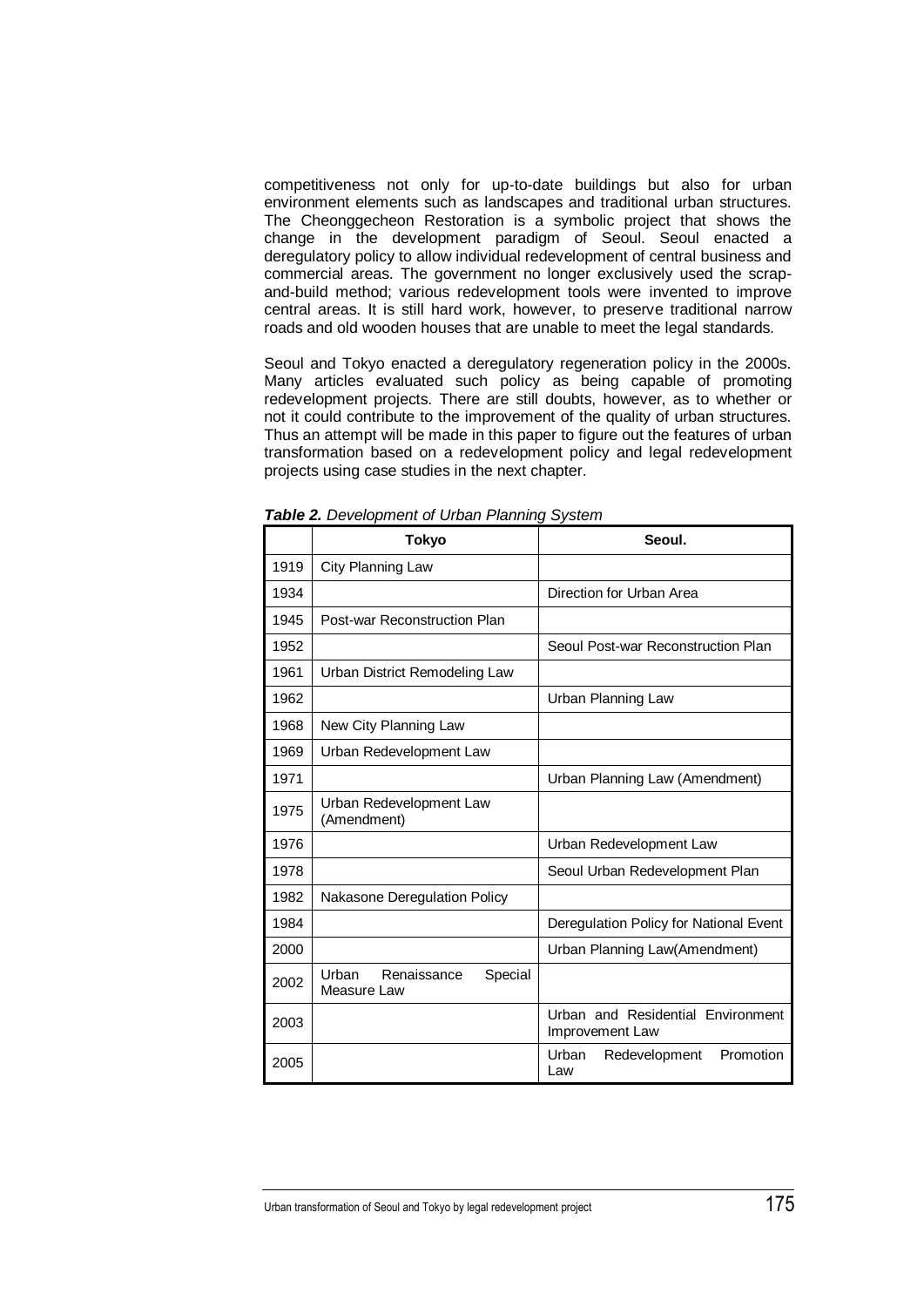competitiveness not only for up-to-date buildings but also for urban environment elements such as landscapes and traditional urban structures. The Cheonggecheon Restoration is a symbolic project that shows the change in the development paradigm of Seoul. Seoul enacted a deregulatory policy to allow individual redevelopment of central business and commercial areas. The government no longer exclusively used the scrap-and-build method; various redevelopment tools were invented to improve central areas. It is still hard work, however, to preserve traditional narrow roads and old wooden houses that are unable to meet the legal standards.

Seoul and Tokyo enacted a deregulatory regeneration policy in the 2000s. Many articles evaluated such policy as being capable of promoting redevelopment projects. There are still doubts, however, as to whether or not it could contribute to the improvement of the quality of urban structures. Thus an attempt will be made in this paper to figure out the features of urban transformation based on a redevelopment policy and legal redevelopment projects using case studies in the next chapter.

***Table 2.*** *Development of Urban Planning System*

| | Tokyo | Seoul. |
|---|---|---|
| 1919 | City Planning Law | |
| 1934 | | Direction for Urban Area |
| 1945 | Post-war Reconstruction Plan | |
| 1952 | | Seoul Post-war Reconstruction Plan |
| 1961 | Urban District Remodeling Law | |
| 1962 | | Urban Planning Law |
| 1968 | New City Planning Law | |
| 1969 | Urban Redevelopment Law | |
| 1971 | | Urban Planning Law (Amendment) |
| 1975 | Urban Redevelopment Law (Amendment) | |
| 1976 | | Urban Redevelopment Law |
| 1978 | | Seoul Urban Redevelopment Plan |
| 1982 | Nakasone Deregulation Policy | |
| 1984 | | Deregulation Policy for National Event |
| 2000 | | Urban Planning Law(Amendment) |
| 2002 | Urban Renaissance Special Measure Law | |
| 2003 | | Urban and Residential Environment Improvement Law |
| 2005 | | Urban Redevelopment Promotion Law |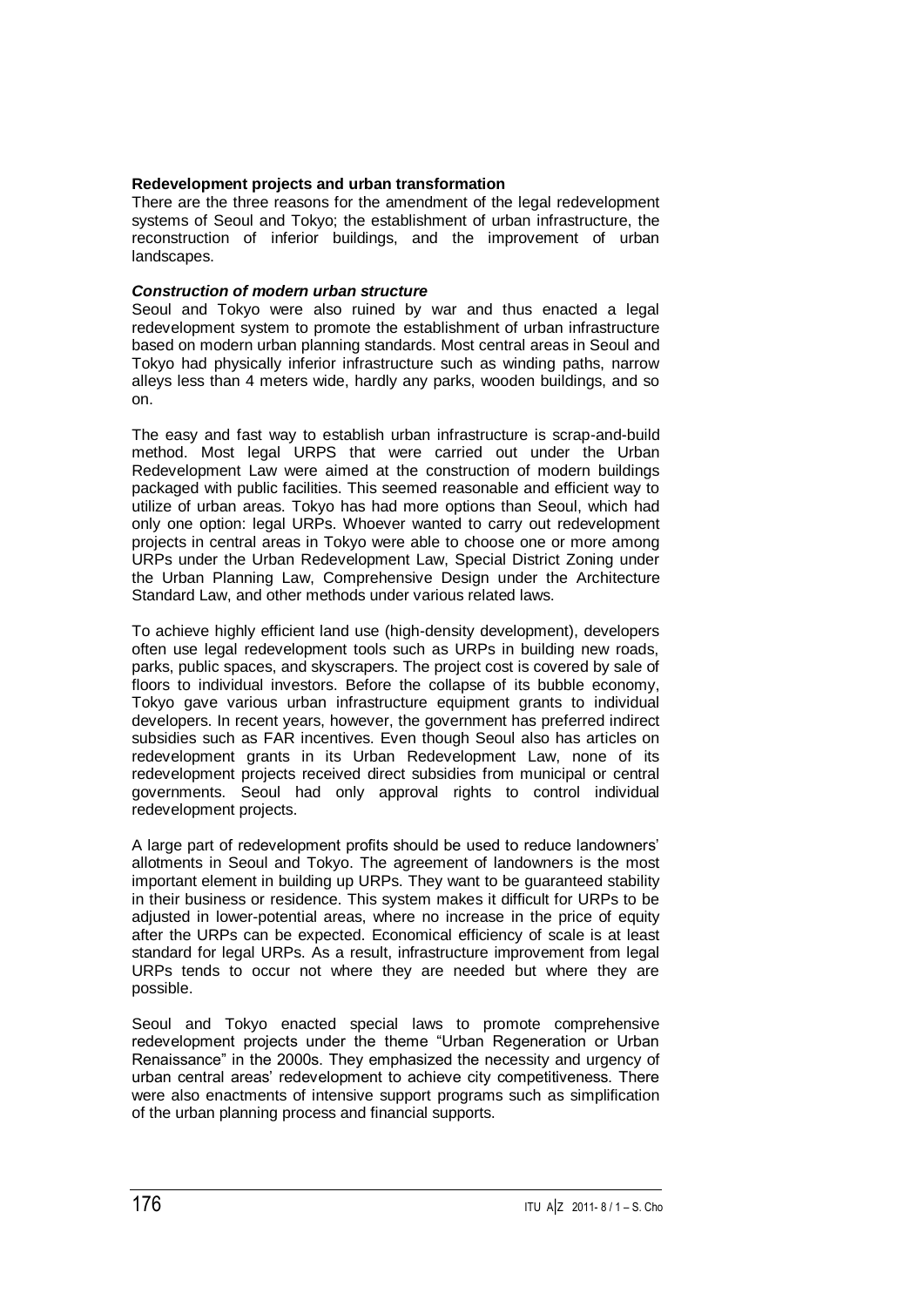**Redevelopment projects and urban transformation**

There are the three reasons for the amendment of the legal redevelopment systems of Seoul and Tokyo; the establishment of urban infrastructure, the reconstruction of inferior buildings, and the improvement of urban landscapes.

***Construction of modern urban structure***

Seoul and Tokyo were also ruined by war and thus enacted a legal redevelopment system to promote the establishment of urban infrastructure based on modern urban planning standards. Most central areas in Seoul and Tokyo had physically inferior infrastructure such as winding paths, narrow alleys less than 4 meters wide, hardly any parks, wooden buildings, and so on.

The easy and fast way to establish urban infrastructure is scrap-and-build method. Most legal URPS that were carried out under the Urban Redevelopment Law were aimed at the construction of modern buildings packaged with public facilities. This seemed reasonable and efficient way to utilize of urban areas. Tokyo has had more options than Seoul, which had only one option: legal URPs. Whoever wanted to carry out redevelopment projects in central areas in Tokyo were able to choose one or more among URPs under the Urban Redevelopment Law, Special District Zoning under the Urban Planning Law, Comprehensive Design under the Architecture Standard Law, and other methods under various related laws.

To achieve highly efficient land use (high-density development), developers often use legal redevelopment tools such as URPs in building new roads, parks, public spaces, and skyscrapers. The project cost is covered by sale of floors to individual investors. Before the collapse of its bubble economy, Tokyo gave various urban infrastructure equipment grants to individual developers. In recent years, however, the government has preferred indirect subsidies such as FAR incentives. Even though Seoul also has articles on redevelopment grants in its Urban Redevelopment Law, none of its redevelopment projects received direct subsidies from municipal or central governments. Seoul had only approval rights to control individual redevelopment projects.

A large part of redevelopment profits should be used to reduce landowners' allotments in Seoul and Tokyo. The agreement of landowners is the most important element in building up URPs. They want to be guaranteed stability in their business or residence. This system makes it difficult for URPs to be adjusted in lower-potential areas, where no increase in the price of equity after the URPs can be expected. Economical efficiency of scale is at least standard for legal URPs. As a result, infrastructure improvement from legal URPs tends to occur not where they are needed but where they are possible.

Seoul and Tokyo enacted special laws to promote comprehensive redevelopment projects under the theme "Urban Regeneration or Urban Renaissance" in the 2000s. They emphasized the necessity and urgency of urban central areas' redevelopment to achieve city competitiveness. There were also enactments of intensive support programs such as simplification of the urban planning process and financial supports.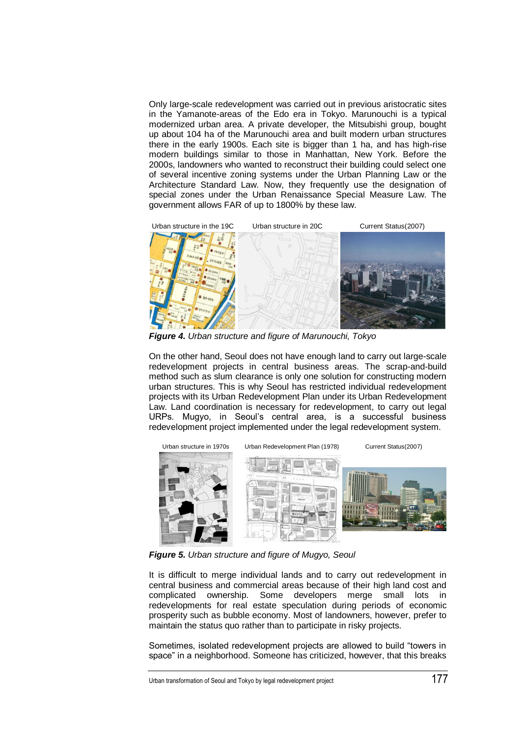Only large-scale redevelopment was carried out in previous aristocratic sites in the Yamanote-areas of the Edo era in Tokyo. Marunouchi is a typical modernized urban area. A private developer, the Mitsubishi group, bought up about 104 ha of the Marunouchi area and built modern urban structures there in the early 1900s. Each site is bigger than 1 ha, and has high-rise modern buildings similar to those in Manhattan, New York. Before the 2000s, landowners who wanted to reconstruct their building could select one of several incentive zoning systems under the Urban Planning Law or the Architecture Standard Law. Now, they frequently use the designation of special zones under the Urban Renaissance Special Measure Law. The government allows FAR of up to 1800% by these law.

Urban structure in the 19C | Urban structure in 20C | Current Status(2007)

***Figure 4.*** *Urban structure and figure of Marunouchi, Tokyo*

On the other hand, Seoul does not have enough land to carry out large-scale redevelopment projects in central business areas. The scrap-and-build method such as slum clearance is only one solution for constructing modern urban structures. This is why Seoul has restricted individual redevelopment projects with its Urban Redevelopment Plan under its Urban Redevelopment Law. Land coordination is necessary for redevelopment, to carry out legal URPs. Mugyo, in Seoul's central area, is a successful business redevelopment project implemented under the legal redevelopment system.

Urban structure in 1970s | Urban Redevelopment Plan (1978) | Current Status(2007)

***Figure 5.*** *Urban structure and figure of Mugyo, Seoul*

It is difficult to merge individual lands and to carry out redevelopment in central business and commercial areas because of their high land cost and complicated ownership. Some developers merge small lots in redevelopments for real estate speculation during periods of economic prosperity such as bubble economy. Most of landowners, however, prefer to maintain the status quo rather than to participate in risky projects.

Sometimes, isolated redevelopment projects are allowed to build "towers in space" in a neighborhood. Someone has criticized, however, that this breaks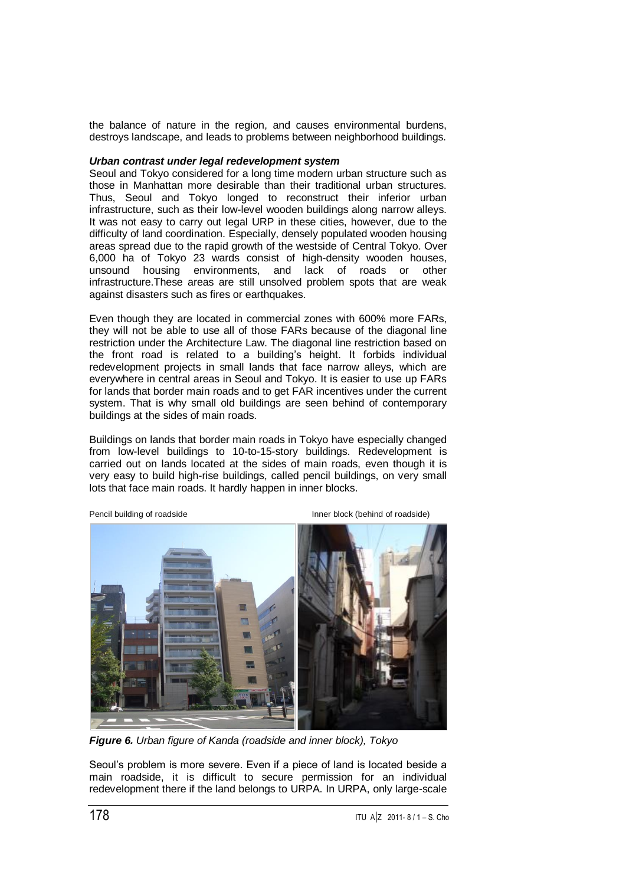the balance of nature in the region, and causes environmental burdens, destroys landscape, and leads to problems between neighborhood buildings.

***Urban contrast under legal redevelopment system***

Seoul and Tokyo considered for a long time modern urban structure such as those in Manhattan more desirable than their traditional urban structures. Thus, Seoul and Tokyo longed to reconstruct their inferior urban infrastructure, such as their low-level wooden buildings along narrow alleys. It was not easy to carry out legal URP in these cities, however, due to the difficulty of land coordination. Especially, densely populated wooden housing areas spread due to the rapid growth of the westside of Central Tokyo. Over 6,000 ha of Tokyo 23 wards consist of high-density wooden houses, unsound housing environments, and lack of roads or other infrastructure.These areas are still unsolved problem spots that are weak against disasters such as fires or earthquakes.

Even though they are located in commercial zones with 600% more FARs, they will not be able to use all of those FARs because of the diagonal line restriction under the Architecture Law. The diagonal line restriction based on the front road is related to a building's height. It forbids individual redevelopment projects in small lands that face narrow alleys, which are everywhere in central areas in Seoul and Tokyo. It is easier to use up FARs for lands that border main roads and to get FAR incentives under the current system. That is why small old buildings are seen behind of contemporary buildings at the sides of main roads.

Buildings on lands that border main roads in Tokyo have especially changed from low-level buildings to 10-to-15-story buildings. Redevelopment is carried out on lands located at the sides of main roads, even though it is very easy to build high-rise buildings, called pencil buildings, on very small lots that face main roads. It hardly happen in inner blocks.

Pencil building of roadside　　　　Inner block (behind of roadside)

***Figure 6.*** *Urban figure of Kanda (roadside and inner block), Tokyo*

Seoul's problem is more severe. Even if a piece of land is located beside a main roadside, it is difficult to secure permission for an individual redevelopment there if the land belongs to URPA. In URPA, only large-scale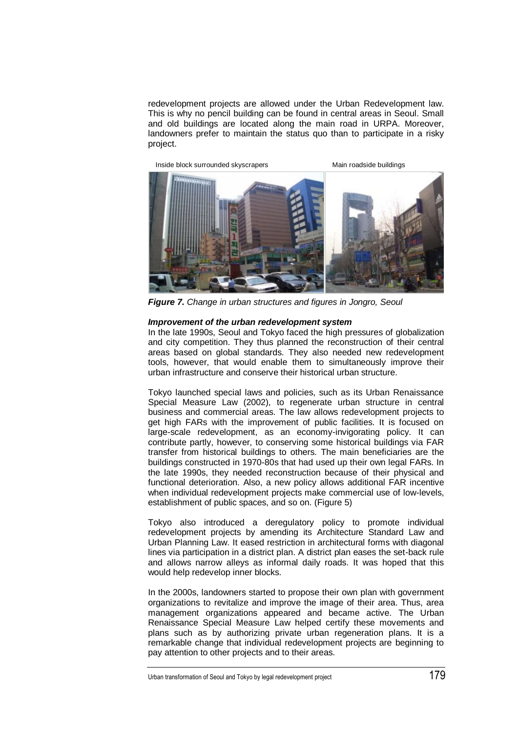redevelopment projects are allowed under the Urban Redevelopment law. This is why no pencil building can be found in central areas in Seoul. Small and old buildings are located along the main road in URPA. Moreover, landowners prefer to maintain the status quo than to participate in a risky project.

Inside block surrounded skyscrapers &emsp;&emsp;&emsp; Main roadside buildings

***Figure 7.*** *Change in urban structures and figures in Jongro, Seoul*

***Improvement of the urban redevelopment system***

In the late 1990s, Seoul and Tokyo faced the high pressures of globalization and city competition. They thus planned the reconstruction of their central areas based on global standards. They also needed new redevelopment tools, however, that would enable them to simultaneously improve their urban infrastructure and conserve their historical urban structure.

Tokyo launched special laws and policies, such as its Urban Renaissance Special Measure Law (2002), to regenerate urban structure in central business and commercial areas. The law allows redevelopment projects to get high FARs with the improvement of public facilities. It is focused on large-scale redevelopment, as an economy-invigorating policy. It can contribute partly, however, to conserving some historical buildings via FAR transfer from historical buildings to others. The main beneficiaries are the buildings constructed in 1970-80s that had used up their own legal FARs. In the late 1990s, they needed reconstruction because of their physical and functional deterioration. Also, a new policy allows additional FAR incentive when individual redevelopment projects make commercial use of low-levels, establishment of public spaces, and so on. (Figure 5)

Tokyo also introduced a deregulatory policy to promote individual redevelopment projects by amending its Architecture Standard Law and Urban Planning Law. It eased restriction in architectural forms with diagonal lines via participation in a district plan. A district plan eases the set-back rule and allows narrow alleys as informal daily roads. It was hoped that this would help redevelop inner blocks.

In the 2000s, landowners started to propose their own plan with government organizations to revitalize and improve the image of their area. Thus, area management organizations appeared and became active. The Urban Renaissance Special Measure Law helped certify these movements and plans such as by authorizing private urban regeneration plans. It is a remarkable change that individual redevelopment projects are beginning to pay attention to other projects and to their areas.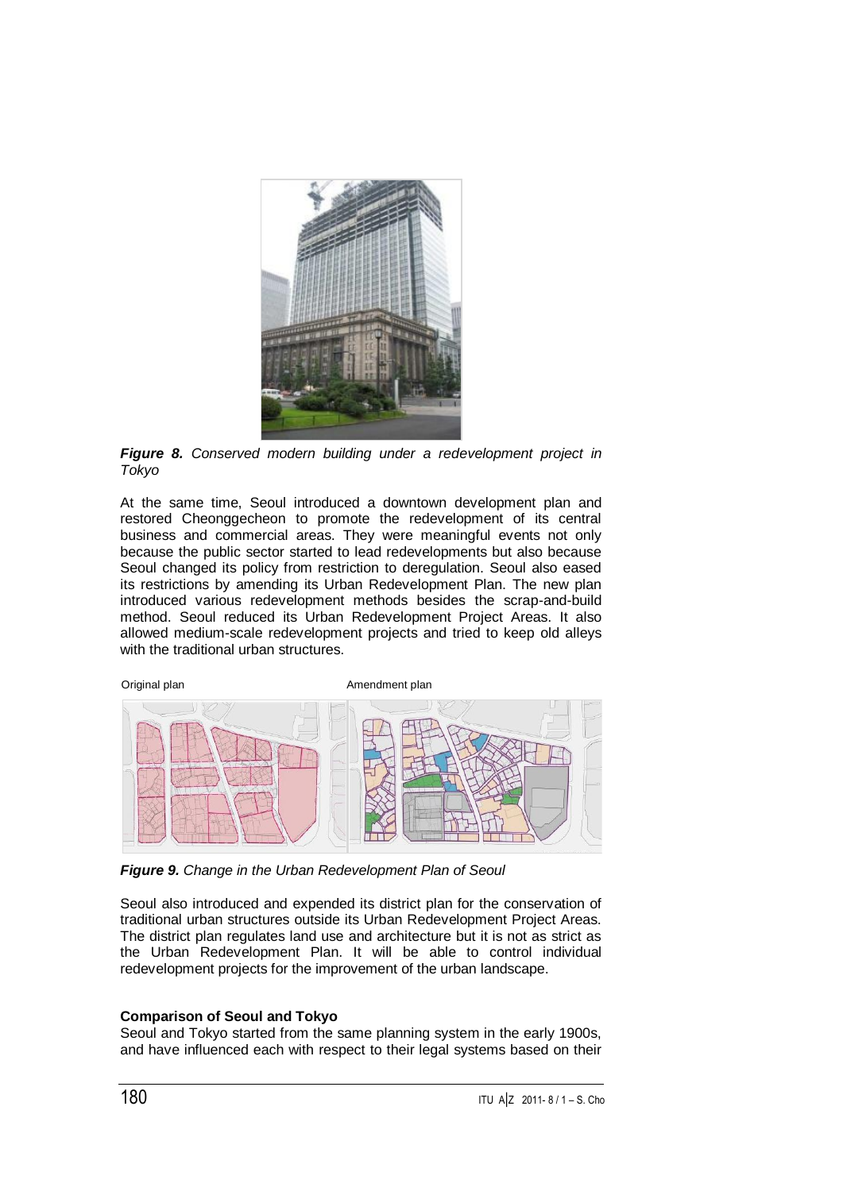*Figure 8. Conserved modern building under a redevelopment project in Tokyo*

At the same time, Seoul introduced a downtown development plan and restored Cheonggecheon to promote the redevelopment of its central business and commercial areas. They were meaningful events not only because the public sector started to lead redevelopments but also because Seoul changed its policy from restriction to deregulation. Seoul also eased its restrictions by amending its Urban Redevelopment Plan. The new plan introduced various redevelopment methods besides the scrap-and-build method. Seoul reduced its Urban Redevelopment Project Areas. It also allowed medium-scale redevelopment projects and tried to keep old alleys with the traditional urban structures.

Original plan Amendment plan

*Figure 9. Change in the Urban Redevelopment Plan of Seoul*

Seoul also introduced and expended its district plan for the conservation of traditional urban structures outside its Urban Redevelopment Project Areas. The district plan regulates land use and architecture but it is not as strict as the Urban Redevelopment Plan. It will be able to control individual redevelopment projects for the improvement of the urban landscape.

### Comparison of Seoul and Tokyo

Seoul and Tokyo started from the same planning system in the early 1900s, and have influenced each with respect to their legal systems based on their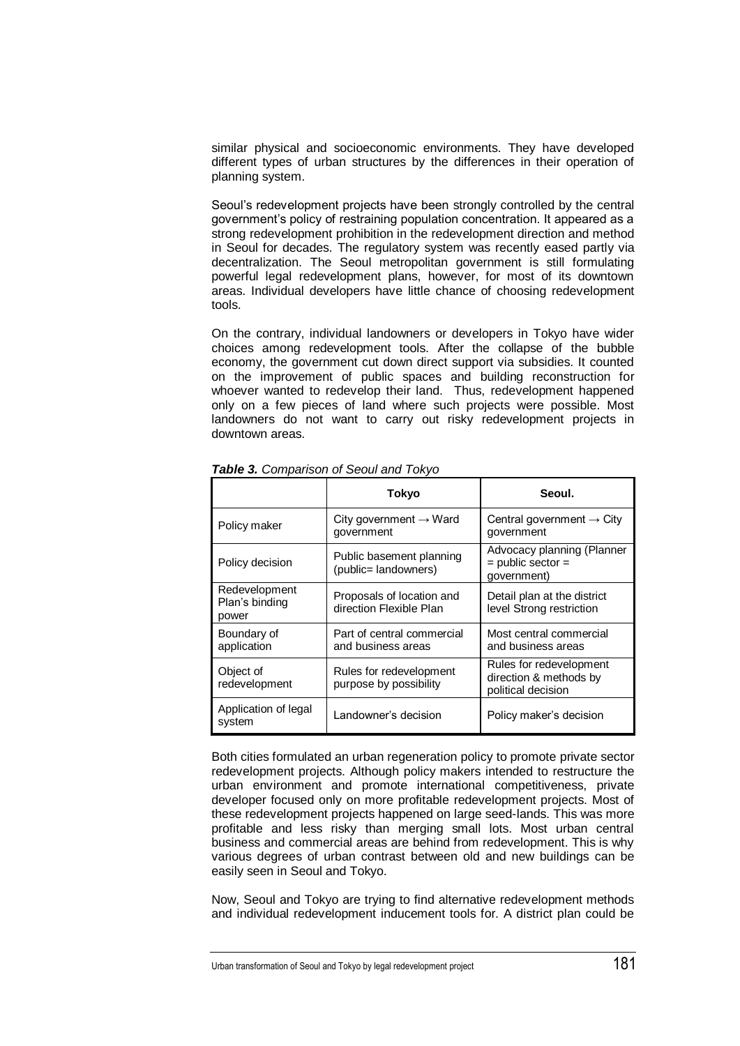similar physical and socioeconomic environments. They have developed different types of urban structures by the differences in their operation of planning system.

Seoul's redevelopment projects have been strongly controlled by the central government's policy of restraining population concentration. It appeared as a strong redevelopment prohibition in the redevelopment direction and method in Seoul for decades. The regulatory system was recently eased partly via decentralization. The Seoul metropolitan government is still formulating powerful legal redevelopment plans, however, for most of its downtown areas. Individual developers have little chance of choosing redevelopment tools.

On the contrary, individual landowners or developers in Tokyo have wider choices among redevelopment tools. After the collapse of the bubble economy, the government cut down direct support via subsidies. It counted on the improvement of public spaces and building reconstruction for whoever wanted to redevelop their land. Thus, redevelopment happened only on a few pieces of land where such projects were possible. Most landowners do not want to carry out risky redevelopment projects in downtown areas.

***Table 3.*** *Comparison of Seoul and Tokyo*

| | Tokyo | Seoul. |
|---|---|---|
| Policy maker | City government → Ward government | Central government → City government |
| Policy decision | Public basement planning (public= landowners) | Advocacy planning (Planner = public sector = government) |
| Redevelopment Plan's binding power | Proposals of location and direction Flexible Plan | Detail plan at the district level Strong restriction |
| Boundary of application | Part of central commercial and business areas | Most central commercial and business areas |
| Object of redevelopment | Rules for redevelopment purpose by possibility | Rules for redevelopment direction & methods by political decision |
| Application of legal system | Landowner's decision | Policy maker's decision |

Both cities formulated an urban regeneration policy to promote private sector redevelopment projects. Although policy makers intended to restructure the urban environment and promote international competitiveness, private developer focused only on more profitable redevelopment projects. Most of these redevelopment projects happened on large seed-lands. This was more profitable and less risky than merging small lots. Most urban central business and commercial areas are behind from redevelopment. This is why various degrees of urban contrast between old and new buildings can be easily seen in Seoul and Tokyo.

Now, Seoul and Tokyo are trying to find alternative redevelopment methods and individual redevelopment inducement tools for. A district plan could be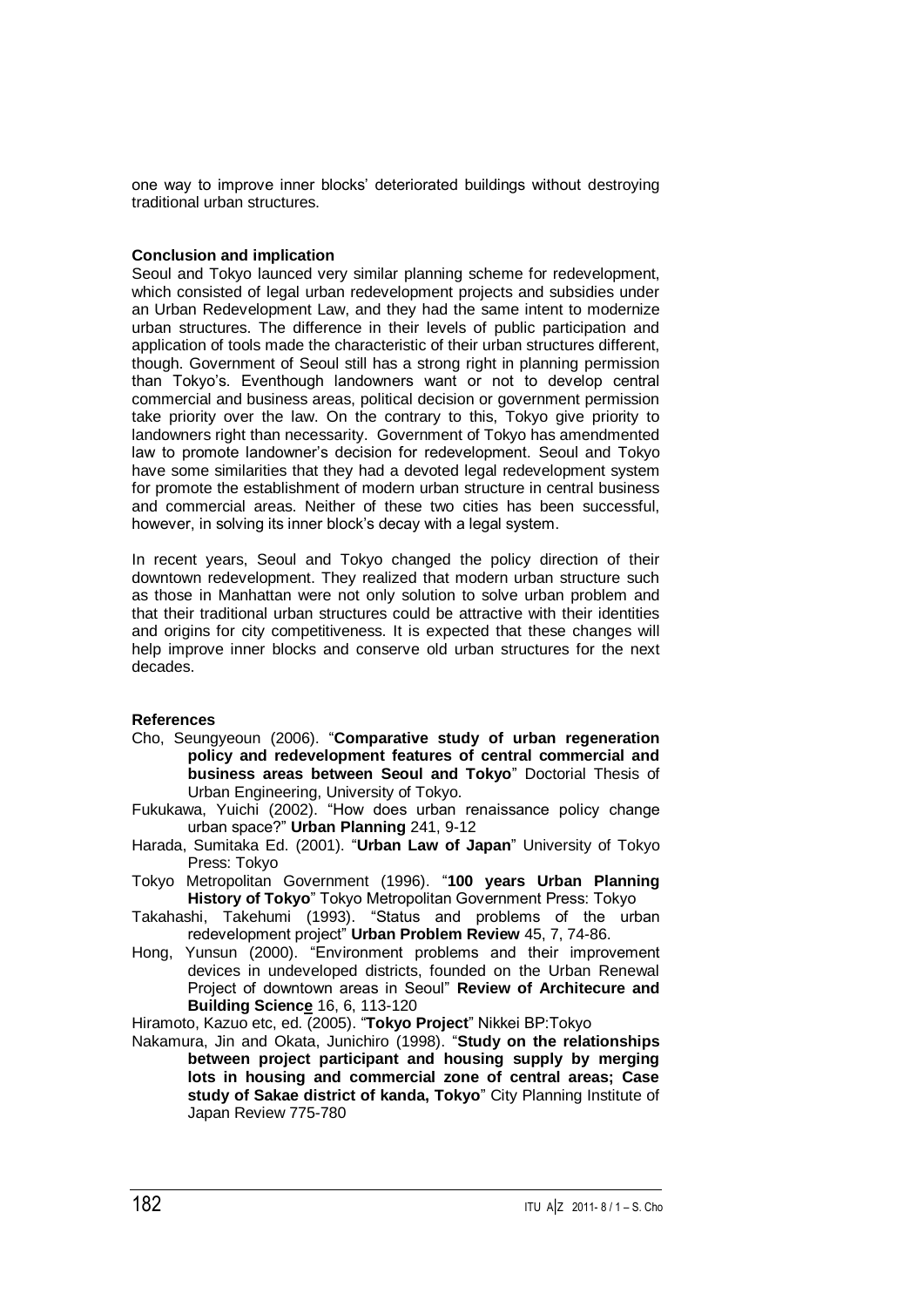one way to improve inner blocks' deteriorated buildings without destroying traditional urban structures.

## Conclusion and implication

Seoul and Tokyo launced very similar planning scheme for redevelopment, which consisted of legal urban redevelopment projects and subsidies under an Urban Redevelopment Law, and they had the same intent to modernize urban structures. The difference in their levels of public participation and application of tools made the characteristic of their urban structures different, though. Government of Seoul still has a strong right in planning permission than Tokyo's. Eventhough landowners want or not to develop central commercial and business areas, political decision or government permission take priority over the law. On the contrary to this, Tokyo give priority to landowners right than necessarity. Government of Tokyo has amendmented law to promote landowner's decision for redevelopment. Seoul and Tokyo have some similarities that they had a devoted legal redevelopment system for promote the establishment of modern urban structure in central business and commercial areas. Neither of these two cities has been successful, however, in solving its inner block's decay with a legal system.

In recent years, Seoul and Tokyo changed the policy direction of their downtown redevelopment. They realized that modern urban structure such as those in Manhattan were not only solution to solve urban problem and that their traditional urban structures could be attractive with their identities and origins for city competitiveness. It is expected that these changes will help improve inner blocks and conserve old urban structures for the next decades.

## References

Cho, Seungyeoun (2006). "**Comparative study of urban regeneration policy and redevelopment features of central commercial and business areas between Seoul and Tokyo**" Doctorial Thesis of Urban Engineering, University of Tokyo.

Fukukawa, Yuichi (2002). "How does urban renaissance policy change urban space?" **Urban Planning** 241, 9-12

Harada, Sumitaka Ed. (2001). "**Urban Law of Japan**" University of Tokyo Press: Tokyo

Tokyo Metropolitan Government (1996). "**100 years Urban Planning History of Tokyo**" Tokyo Metropolitan Government Press: Tokyo

Takahashi, Takehumi (1993). "Status and problems of the urban redevelopment project" **Urban Problem Review** 45, 7, 74-86.

Hong, Yunsun (2000). "Environment problems and their improvement devices in undeveloped districts, founded on the Urban Renewal Project of downtown areas in Seoul" **Review of Architecure and Building Science** 16, 6, 113-120

Hiramoto, Kazuo etc, ed. (2005). "**Tokyo Project**" Nikkei BP:Tokyo

Nakamura, Jin and Okata, Junichiro (1998). "**Study on the relationships between project participant and housing supply by merging lots in housing and commercial zone of central areas; Case study of Sakae district of kanda, Tokyo**" City Planning Institute of Japan Review 775-780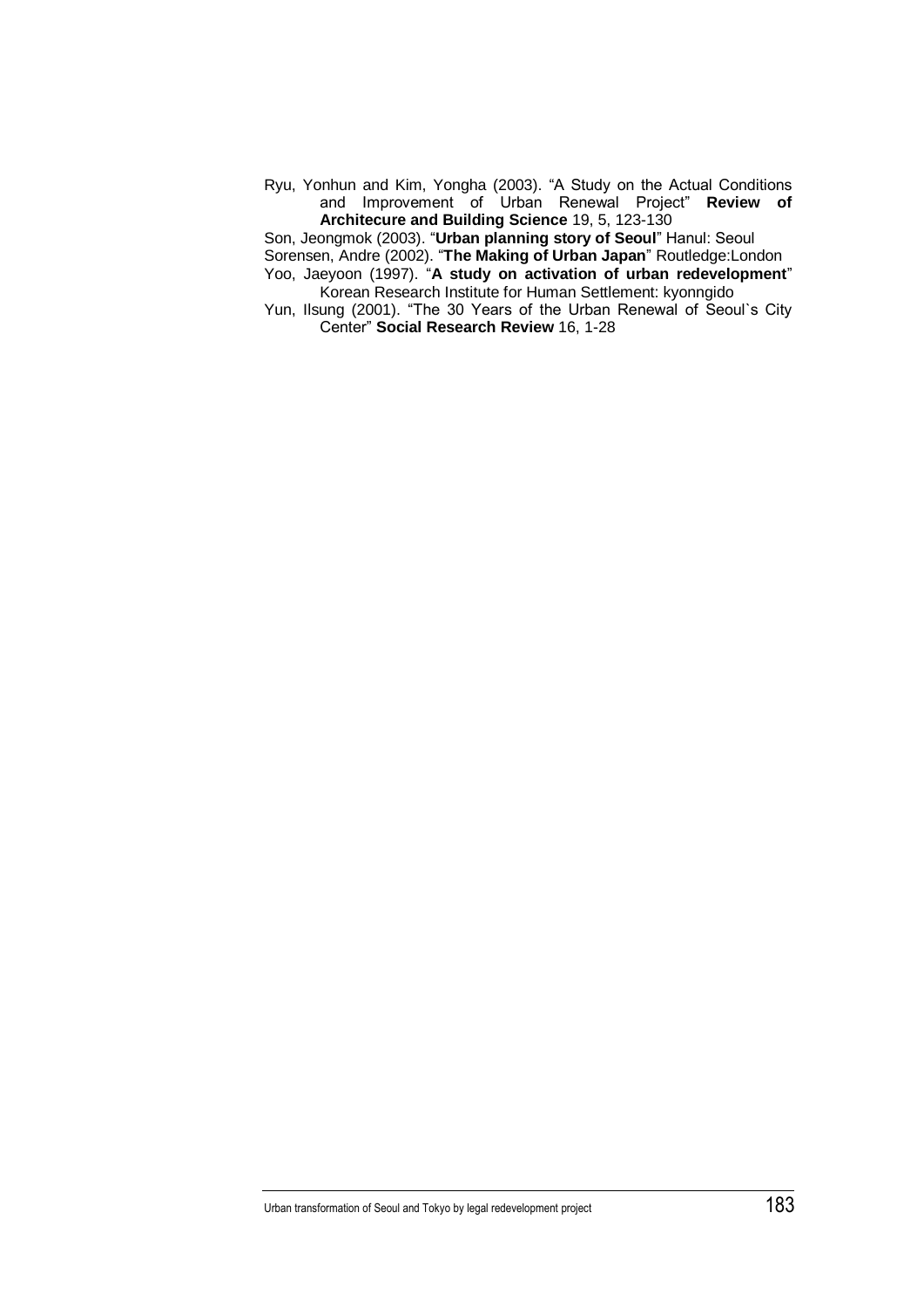Ryu, Yonhun and Kim, Yongha (2003). "A Study on the Actual Conditions and Improvement of Urban Renewal Project" **Review of Architecure and Building Science** 19, 5, 123-130

Son, Jeongmok (2003). "**Urban planning story of Seoul**" Hanul: Seoul

Sorensen, Andre (2002). "**The Making of Urban Japan**" Routledge:London

Yoo, Jaeyoon (1997). "**A study on activation of urban redevelopment**" Korean Research Institute for Human Settlement: kyonngido

Yun, Ilsung (2001). "The 30 Years of the Urban Renewal of Seoul`s City Center" **Social Research Review** 16, 1-28